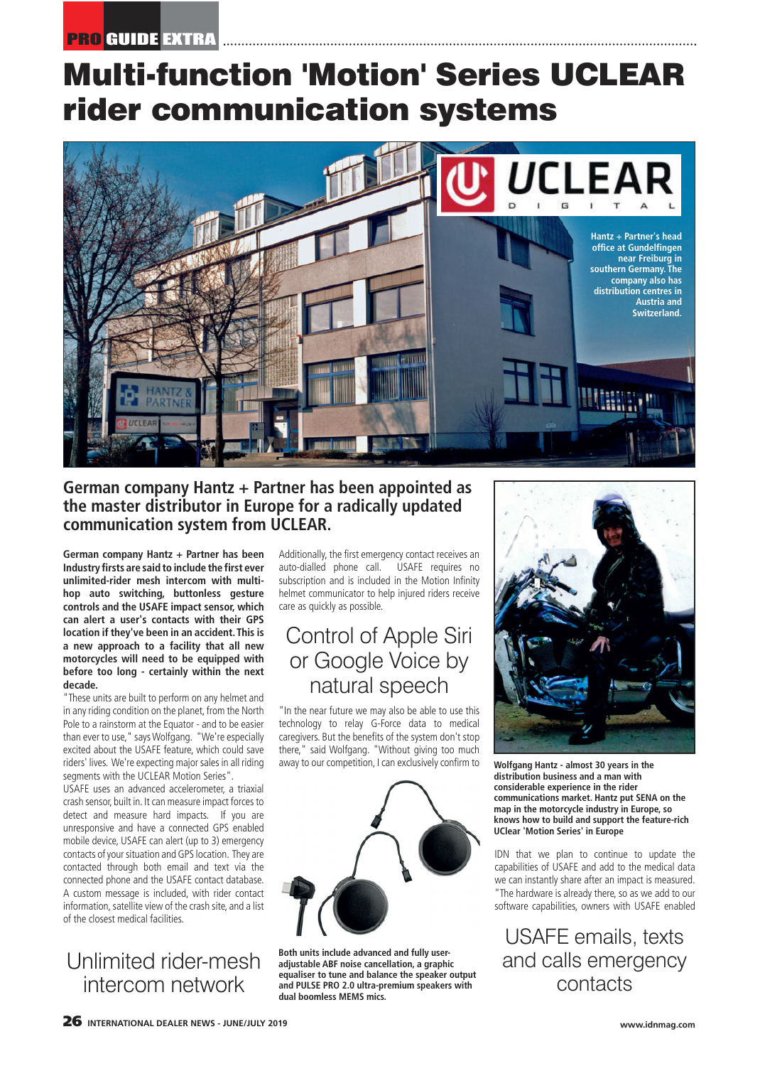# Multi-function 'Motion' Series UCLEAR rider communication systems

Hantz + Partner's head office at Gundelfingen near Freiburg in southern Germany. The company also has distribution centres in Austria and Switzerland.

## German company Hantz + Partner has been appointed as the master distributor in Europe for a radically updated communication system from UCLEAR.

**German company Hantz + Partner has been Industry firsts are said to include the first ever unlimited-rider mesh intercom with multi-hop auto switching, buttonless gesture controls and the USAFE impact sensor, which can alert a user's contacts with their GPS location if they've been in an accident. This is a new approach to a facility that all new motorcycles will need to be equipped with before too long - certainly within the next decade.**

"These units are built to perform on any helmet and in any riding condition on the planet, from the North Pole to a rainstorm at the Equator - and to be easier than ever to use," says Wolfgang. "We're especially excited about the USAFE feature, which could save riders' lives. We're expecting major sales in all riding segments with the UCLEAR Motion Series".

USAFE uses an advanced accelerometer, a triaxial crash sensor, built in. It can measure impact forces to detect and measure hard impacts. If you are unresponsive and have a connected GPS enabled mobile device, USAFE can alert (up to 3) emergency contacts of your situation and GPS location. They are contacted through both email and text via the connected phone and the USAFE contact database. A custom message is included, with rider contact information, satellite view of the crash site, and a list of the closest medical facilities.

## Unlimited rider-mesh intercom network

Additionally, the first emergency contact receives an auto-dialled phone call. USAFE requires no subscription and is included in the Motion Infinity helmet communicator to help injured riders receive care as quickly as possible.

## Control of Apple Siri or Google Voice by natural speech

"In the near future we may also be able to use this technology to relay G-Force data to medical caregivers. But the benefits of the system don't stop there," said Wolfgang. "Without giving too much away to our competition, I can exclusively confirm to IDN that we plan to continue to update the capabilities of USAFE and add to the medical data we can instantly share after an impact is measured. "The hardware is already there, so as we add to our software capabilities, owners with USAFE enabled

**Both units include advanced and fully user-adjustable ABF noise cancellation, a graphic equaliser to tune and balance the speaker output and PULSE PRO 2.0 ultra-premium speakers with dual boomless MEMS mics.**

**Wolfgang Hantz - almost 30 years in the distribution business and a man with considerable experience in the rider communications market. Hantz put SENA on the map in the motorcycle industry in Europe, so knows how to build and support the feature-rich UClear 'Motion Series' in Europe**

## USAFE emails, texts and calls emergency contacts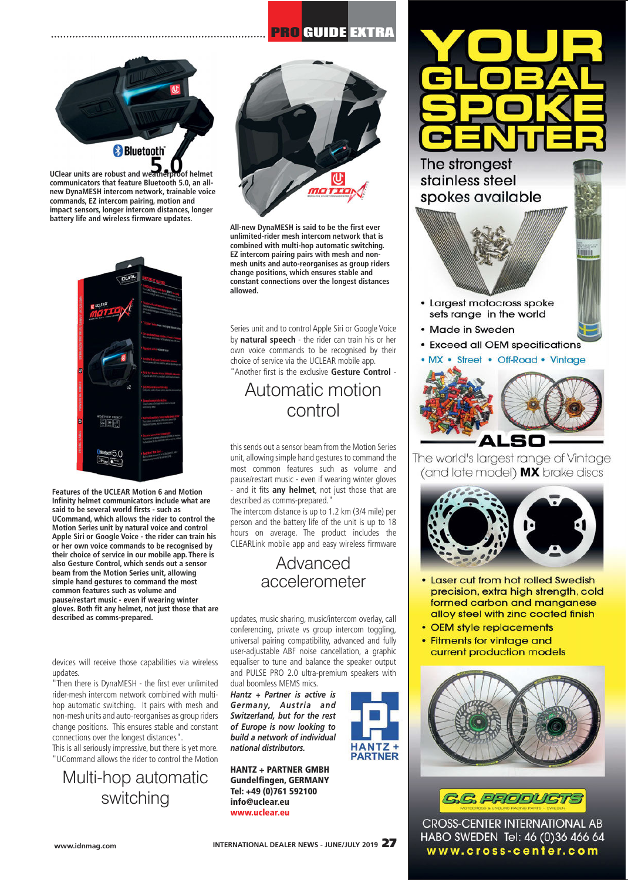UClear units are robust and weatherproof helmet communicators that feature Bluetooth 5.0, an all-new DynaMESH intercom network, trainable voice commands, EZ intercom pairing, motion and impact sensors, longer intercom distances, longer battery life and wireless firmware updates.

Features of the UCLEAR Motion 6 and Motion Infinity helmet communicators include what are said to be several world firsts - such as UCommand, which allows the rider to control the Motion Series unit by natural voice and control Apple Siri or Google Voice - the rider can train his or her own voice commands to be recognised by their choice of service in our mobile app. There is also Gesture Control, which sends out a sensor beam from the Motion Series unit, allowing simple hand gestures to command the most common features such as volume and pause/restart music - even if wearing winter gloves. Both fit any helmet, not just those that are described as comms-prepared.

devices will receive those capabilities via wireless updates.

"Then there is DynaMESH - the first ever unlimited rider-mesh intercom network combined with multi-hop automatic switching. It pairs with mesh and non-mesh units and auto-reorganises as group riders change positions. This ensures stable and constant connections over the longest distances".

This is all seriously impressive, but there is yet more. "UCommand allows the rider to control the Motion

## Multi-hop automatic switching

All-new DynaMESH is said to be the first ever unlimited-rider mesh intercom network that is combined with multi-hop automatic switching. EZ intercom pairing pairs with mesh and non-mesh units and auto-reorganises as group riders change positions, which ensures stable and constant connections over the longest distances allowed.

Series unit and to control Apple Siri or Google Voice by **natural speech** - the rider can train his or her own voice commands to be recognised by their choice of service via the UCLEAR mobile app.

"Another first is the exclusive **Gesture Control** -

## Automatic motion control

this sends out a sensor beam from the Motion Series unit, allowing simple hand gestures to command the most common features such as volume and pause/restart music - even if wearing winter gloves - and it fits **any helmet**, not just those that are described as comms-prepared."

The intercom distance is up to 1.2 km (3/4 mile) per person and the battery life of the unit is up to 18 hours on average. The product includes the CLEARLink mobile app and easy wireless firmware

## Advanced accelerometer

updates, music sharing, music/intercom overlay, call conferencing, private vs group intercom toggling, universal pairing compatibility, advanced and fully user-adjustable ABF noise cancellation, a graphic equaliser to tune and balance the speaker output and PULSE PRO 2.0 ultra-premium speakers with dual boomless MEMS mics.

*Hantz + Partner is active is Germany, Austria and Switzerland, but for the rest of Europe is now looking to build a network of individual national distributors.*

**HANTZ + PARTNER GMBH**
**Gundelfingen, GERMANY**
**Tel: +49 (0)761 592100**
**info@uclear.eu**
**www.uclear.eu**

# YOUR GLOBAL SPOKE CENTER

The strongest stainless steel spokes available

- Largest motocross spoke sets range in the world
- Made in Sweden
- Exceed all OEM specifications
- MX • Street • Off-Road • Vintage

**ALSO**

The world's largest range of Vintage (and late model) **MX** brake discs

- Laser cut from hot rolled Swedish precision, extra high strength, cold formed carbon and manganese alloy steel with zinc coated finish
- OEM style replacements
- Fitments for vintage and current production models

C.C. PRODUCTS

CROSS-CENTER INTERNATIONAL AB
HABO SWEDEN Tel: 46 (0)36 466 64
www.cross-center.com